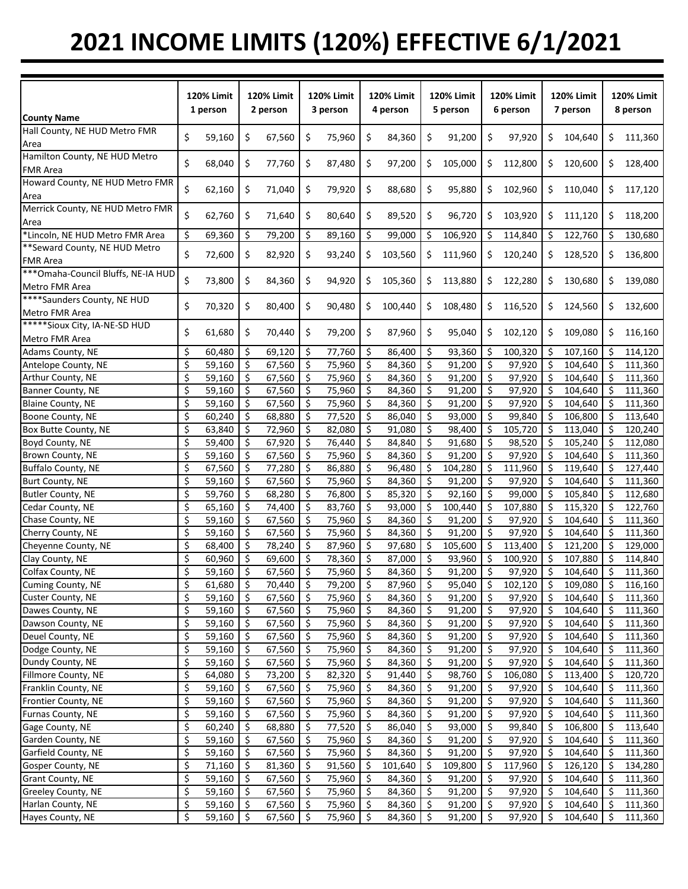# 2021 INCOME LIMITS (120%) EFFECTIVE 6/1/2021

| County Name | 120% Limit 1 person | 120% Limit 2 person | 120% Limit 3 person | 120% Limit 4 person | 120% Limit 5 person | 120% Limit 6 person | 120% Limit 7 person | 120% Limit 8 person |
|---|---|---|---|---|---|---|---|---|
| Hall County, NE HUD Metro FMR Area | $ 59,160 | $ 67,560 | $ 75,960 | $ 84,360 | $ 91,200 | $ 97,920 | $ 104,640 | $ 111,360 |
| Hamilton County, NE HUD Metro FMR Area | $ 68,040 | $ 77,760 | $ 87,480 | $ 97,200 | $ 105,000 | $ 112,800 | $ 120,600 | $ 128,400 |
| Howard County, NE HUD Metro FMR Area | $ 62,160 | $ 71,040 | $ 79,920 | $ 88,680 | $ 95,880 | $ 102,960 | $ 110,040 | $ 117,120 |
| Merrick County, NE HUD Metro FMR Area | $ 62,760 | $ 71,640 | $ 80,640 | $ 89,520 | $ 96,720 | $ 103,920 | $ 111,120 | $ 118,200 |
| *Lincoln, NE HUD Metro FMR Area | $ 69,360 | $ 79,200 | $ 89,160 | $ 99,000 | $ 106,920 | $ 114,840 | $ 122,760 | $ 130,680 |
| **Seward County, NE HUD Metro FMR Area | $ 72,600 | $ 82,920 | $ 93,240 | $ 103,560 | $ 111,960 | $ 120,240 | $ 128,520 | $ 136,800 |
| ***Omaha-Council Bluffs, NE-IA HUD Metro FMR Area | $ 73,800 | $ 84,360 | $ 94,920 | $ 105,360 | $ 113,880 | $ 122,280 | $ 130,680 | $ 139,080 |
| ****Saunders County, NE HUD Metro FMR Area | $ 70,320 | $ 80,400 | $ 90,480 | $ 100,440 | $ 108,480 | $ 116,520 | $ 124,560 | $ 132,600 |
| *****Sioux City, IA-NE-SD HUD Metro FMR Area | $ 61,680 | $ 70,440 | $ 79,200 | $ 87,960 | $ 95,040 | $ 102,120 | $ 109,080 | $ 116,160 |
| Adams County, NE | $ 60,480 | $ 69,120 | $ 77,760 | $ 86,400 | $ 93,360 | $ 100,320 | $ 107,160 | $ 114,120 |
| Antelope County, NE | $ 59,160 | $ 67,560 | $ 75,960 | $ 84,360 | $ 91,200 | $ 97,920 | $ 104,640 | $ 111,360 |
| Arthur County, NE | $ 59,160 | $ 67,560 | $ 75,960 | $ 84,360 | $ 91,200 | $ 97,920 | $ 104,640 | $ 111,360 |
| Banner County, NE | $ 59,160 | $ 67,560 | $ 75,960 | $ 84,360 | $ 91,200 | $ 97,920 | $ 104,640 | $ 111,360 |
| Blaine County, NE | $ 59,160 | $ 67,560 | $ 75,960 | $ 84,360 | $ 91,200 | $ 97,920 | $ 104,640 | $ 111,360 |
| Boone County, NE | $ 60,240 | $ 68,880 | $ 77,520 | $ 86,040 | $ 93,000 | $ 99,840 | $ 106,800 | $ 113,640 |
| Box Butte County, NE | $ 63,840 | $ 72,960 | $ 82,080 | $ 91,080 | $ 98,400 | $ 105,720 | $ 113,040 | $ 120,240 |
| Boyd County, NE | $ 59,400 | $ 67,920 | $ 76,440 | $ 84,840 | $ 91,680 | $ 98,520 | $ 105,240 | $ 112,080 |
| Brown County, NE | $ 59,160 | $ 67,560 | $ 75,960 | $ 84,360 | $ 91,200 | $ 97,920 | $ 104,640 | $ 111,360 |
| Buffalo County, NE | $ 67,560 | $ 77,280 | $ 86,880 | $ 96,480 | $ 104,280 | $ 111,960 | $ 119,640 | $ 127,440 |
| Burt County, NE | $ 59,160 | $ 67,560 | $ 75,960 | $ 84,360 | $ 91,200 | $ 97,920 | $ 104,640 | $ 111,360 |
| Butler County, NE | $ 59,760 | $ 68,280 | $ 76,800 | $ 85,320 | $ 92,160 | $ 99,000 | $ 105,840 | $ 112,680 |
| Cedar County, NE | $ 65,160 | $ 74,400 | $ 83,760 | $ 93,000 | $ 100,440 | $ 107,880 | $ 115,320 | $ 122,760 |
| Chase County, NE | $ 59,160 | $ 67,560 | $ 75,960 | $ 84,360 | $ 91,200 | $ 97,920 | $ 104,640 | $ 111,360 |
| Cherry County, NE | $ 59,160 | $ 67,560 | $ 75,960 | $ 84,360 | $ 91,200 | $ 97,920 | $ 104,640 | $ 111,360 |
| Cheyenne County, NE | $ 68,400 | $ 78,240 | $ 87,960 | $ 97,680 | $ 105,600 | $ 113,400 | $ 121,200 | $ 129,000 |
| Clay County, NE | $ 60,960 | $ 69,600 | $ 78,360 | $ 87,000 | $ 93,960 | $ 100,920 | $ 107,880 | $ 114,840 |
| Colfax County, NE | $ 59,160 | $ 67,560 | $ 75,960 | $ 84,360 | $ 91,200 | $ 97,920 | $ 104,640 | $ 111,360 |
| Cuming County, NE | $ 61,680 | $ 70,440 | $ 79,200 | $ 87,960 | $ 95,040 | $ 102,120 | $ 109,080 | $ 116,160 |
| Custer County, NE | $ 59,160 | $ 67,560 | $ 75,960 | $ 84,360 | $ 91,200 | $ 97,920 | $ 104,640 | $ 111,360 |
| Dawes County, NE | $ 59,160 | $ 67,560 | $ 75,960 | $ 84,360 | $ 91,200 | $ 97,920 | $ 104,640 | $ 111,360 |
| Dawson County, NE | $ 59,160 | $ 67,560 | $ 75,960 | $ 84,360 | $ 91,200 | $ 97,920 | $ 104,640 | $ 111,360 |
| Deuel County, NE | $ 59,160 | $ 67,560 | $ 75,960 | $ 84,360 | $ 91,200 | $ 97,920 | $ 104,640 | $ 111,360 |
| Dodge County, NE | $ 59,160 | $ 67,560 | $ 75,960 | $ 84,360 | $ 91,200 | $ 97,920 | $ 104,640 | $ 111,360 |
| Dundy County, NE | $ 59,160 | $ 67,560 | $ 75,960 | $ 84,360 | $ 91,200 | $ 97,920 | $ 104,640 | $ 111,360 |
| Fillmore County, NE | $ 64,080 | $ 73,200 | $ 82,320 | $ 91,440 | $ 98,760 | $ 106,080 | $ 113,400 | $ 120,720 |
| Franklin County, NE | $ 59,160 | $ 67,560 | $ 75,960 | $ 84,360 | $ 91,200 | $ 97,920 | $ 104,640 | $ 111,360 |
| Frontier County, NE | $ 59,160 | $ 67,560 | $ 75,960 | $ 84,360 | $ 91,200 | $ 97,920 | $ 104,640 | $ 111,360 |
| Furnas County, NE | $ 59,160 | $ 67,560 | $ 75,960 | $ 84,360 | $ 91,200 | $ 97,920 | $ 104,640 | $ 111,360 |
| Gage County, NE | $ 60,240 | $ 68,880 | $ 77,520 | $ 86,040 | $ 93,000 | $ 99,840 | $ 106,800 | $ 113,640 |
| Garden County, NE | $ 59,160 | $ 67,560 | $ 75,960 | $ 84,360 | $ 91,200 | $ 97,920 | $ 104,640 | $ 111,360 |
| Garfield County, NE | $ 59,160 | $ 67,560 | $ 75,960 | $ 84,360 | $ 91,200 | $ 97,920 | $ 104,640 | $ 111,360 |
| Gosper County, NE | $ 71,160 | $ 81,360 | $ 91,560 | $ 101,640 | $ 109,800 | $ 117,960 | $ 126,120 | $ 134,280 |
| Grant County, NE | $ 59,160 | $ 67,560 | $ 75,960 | $ 84,360 | $ 91,200 | $ 97,920 | $ 104,640 | $ 111,360 |
| Greeley County, NE | $ 59,160 | $ 67,560 | $ 75,960 | $ 84,360 | $ 91,200 | $ 97,920 | $ 104,640 | $ 111,360 |
| Harlan County, NE | $ 59,160 | $ 67,560 | $ 75,960 | $ 84,360 | $ 91,200 | $ 97,920 | $ 104,640 | $ 111,360 |
| Hayes County, NE | $ 59,160 | $ 67,560 | $ 75,960 | $ 84,360 | $ 91,200 | $ 97,920 | $ 104,640 | $ 111,360 |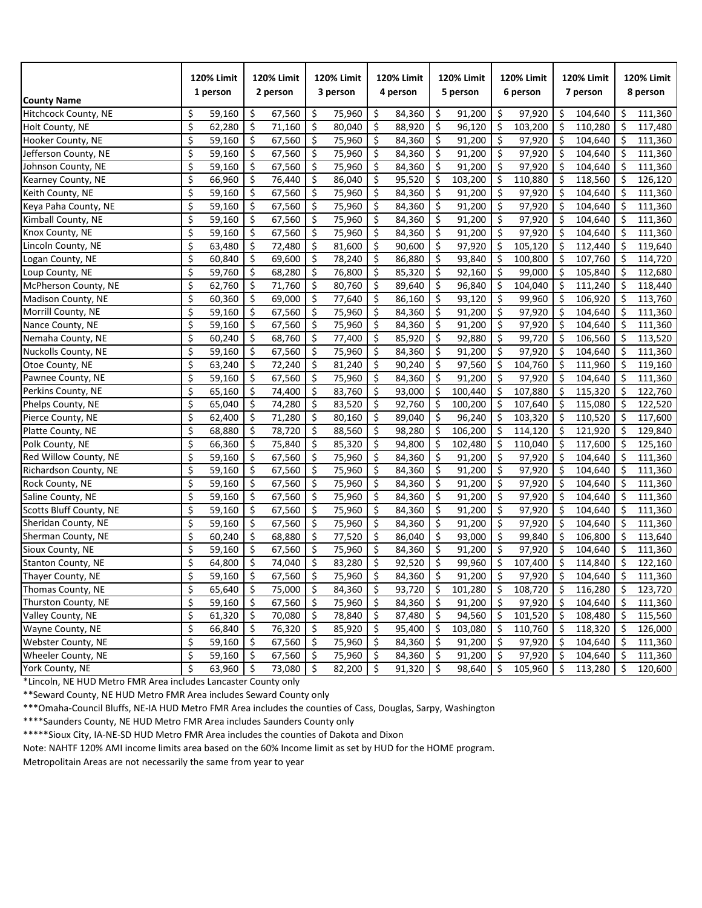| County Name | 120% Limit 1 person | 120% Limit 2 person | 120% Limit 3 person | 120% Limit 4 person | 120% Limit 5 person | 120% Limit 6 person | 120% Limit 7 person | 120% Limit 8 person |
|---|---|---|---|---|---|---|---|---|
| Hitchcock County, NE | $ 59,160 | $ 67,560 | $ 75,960 | $ 84,360 | $ 91,200 | $ 97,920 | $ 104,640 | $ 111,360 |
| Holt County, NE | $ 62,280 | $ 71,160 | $ 80,040 | $ 88,920 | $ 96,120 | $ 103,200 | $ 110,280 | $ 117,480 |
| Hooker County, NE | $ 59,160 | $ 67,560 | $ 75,960 | $ 84,360 | $ 91,200 | $ 97,920 | $ 104,640 | $ 111,360 |
| Jefferson County, NE | $ 59,160 | $ 67,560 | $ 75,960 | $ 84,360 | $ 91,200 | $ 97,920 | $ 104,640 | $ 111,360 |
| Johnson County, NE | $ 59,160 | $ 67,560 | $ 75,960 | $ 84,360 | $ 91,200 | $ 97,920 | $ 104,640 | $ 111,360 |
| Kearney County, NE | $ 66,960 | $ 76,440 | $ 86,040 | $ 95,520 | $ 103,200 | $ 110,880 | $ 118,560 | $ 126,120 |
| Keith County, NE | $ 59,160 | $ 67,560 | $ 75,960 | $ 84,360 | $ 91,200 | $ 97,920 | $ 104,640 | $ 111,360 |
| Keya Paha County, NE | $ 59,160 | $ 67,560 | $ 75,960 | $ 84,360 | $ 91,200 | $ 97,920 | $ 104,640 | $ 111,360 |
| Kimball County, NE | $ 59,160 | $ 67,560 | $ 75,960 | $ 84,360 | $ 91,200 | $ 97,920 | $ 104,640 | $ 111,360 |
| Knox County, NE | $ 59,160 | $ 67,560 | $ 75,960 | $ 84,360 | $ 91,200 | $ 97,920 | $ 104,640 | $ 111,360 |
| Lincoln County, NE | $ 63,480 | $ 72,480 | $ 81,600 | $ 90,600 | $ 97,920 | $ 105,120 | $ 112,440 | $ 119,640 |
| Logan County, NE | $ 60,840 | $ 69,600 | $ 78,240 | $ 86,880 | $ 93,840 | $ 100,800 | $ 107,760 | $ 114,720 |
| Loup County, NE | $ 59,760 | $ 68,280 | $ 76,800 | $ 85,320 | $ 92,160 | $ 99,000 | $ 105,840 | $ 112,680 |
| McPherson County, NE | $ 62,760 | $ 71,760 | $ 80,760 | $ 89,640 | $ 96,840 | $ 104,040 | $ 111,240 | $ 118,440 |
| Madison County, NE | $ 60,360 | $ 69,000 | $ 77,640 | $ 86,160 | $ 93,120 | $ 99,960 | $ 106,920 | $ 113,760 |
| Morrill County, NE | $ 59,160 | $ 67,560 | $ 75,960 | $ 84,360 | $ 91,200 | $ 97,920 | $ 104,640 | $ 111,360 |
| Nance County, NE | $ 59,160 | $ 67,560 | $ 75,960 | $ 84,360 | $ 91,200 | $ 97,920 | $ 104,640 | $ 111,360 |
| Nemaha County, NE | $ 60,240 | $ 68,760 | $ 77,400 | $ 85,920 | $ 92,880 | $ 99,720 | $ 106,560 | $ 113,520 |
| Nuckolls County, NE | $ 59,160 | $ 67,560 | $ 75,960 | $ 84,360 | $ 91,200 | $ 97,920 | $ 104,640 | $ 111,360 |
| Otoe County, NE | $ 63,240 | $ 72,240 | $ 81,240 | $ 90,240 | $ 97,560 | $ 104,760 | $ 111,960 | $ 119,160 |
| Pawnee County, NE | $ 59,160 | $ 67,560 | $ 75,960 | $ 84,360 | $ 91,200 | $ 97,920 | $ 104,640 | $ 111,360 |
| Perkins County, NE | $ 65,160 | $ 74,400 | $ 83,760 | $ 93,000 | $ 100,440 | $ 107,880 | $ 115,320 | $ 122,760 |
| Phelps County, NE | $ 65,040 | $ 74,280 | $ 83,520 | $ 92,760 | $ 100,200 | $ 107,640 | $ 115,080 | $ 122,520 |
| Pierce County, NE | $ 62,400 | $ 71,280 | $ 80,160 | $ 89,040 | $ 96,240 | $ 103,320 | $ 110,520 | $ 117,600 |
| Platte County, NE | $ 68,880 | $ 78,720 | $ 88,560 | $ 98,280 | $ 106,200 | $ 114,120 | $ 121,920 | $ 129,840 |
| Polk County, NE | $ 66,360 | $ 75,840 | $ 85,320 | $ 94,800 | $ 102,480 | $ 110,040 | $ 117,600 | $ 125,160 |
| Red Willow County, NE | $ 59,160 | $ 67,560 | $ 75,960 | $ 84,360 | $ 91,200 | $ 97,920 | $ 104,640 | $ 111,360 |
| Richardson County, NE | $ 59,160 | $ 67,560 | $ 75,960 | $ 84,360 | $ 91,200 | $ 97,920 | $ 104,640 | $ 111,360 |
| Rock County, NE | $ 59,160 | $ 67,560 | $ 75,960 | $ 84,360 | $ 91,200 | $ 97,920 | $ 104,640 | $ 111,360 |
| Saline County, NE | $ 59,160 | $ 67,560 | $ 75,960 | $ 84,360 | $ 91,200 | $ 97,920 | $ 104,640 | $ 111,360 |
| Scotts Bluff County, NE | $ 59,160 | $ 67,560 | $ 75,960 | $ 84,360 | $ 91,200 | $ 97,920 | $ 104,640 | $ 111,360 |
| Sheridan County, NE | $ 59,160 | $ 67,560 | $ 75,960 | $ 84,360 | $ 91,200 | $ 97,920 | $ 104,640 | $ 111,360 |
| Sherman County, NE | $ 60,240 | $ 68,880 | $ 77,520 | $ 86,040 | $ 93,000 | $ 99,840 | $ 106,800 | $ 113,640 |
| Sioux County, NE | $ 59,160 | $ 67,560 | $ 75,960 | $ 84,360 | $ 91,200 | $ 97,920 | $ 104,640 | $ 111,360 |
| Stanton County, NE | $ 64,800 | $ 74,040 | $ 83,280 | $ 92,520 | $ 99,960 | $ 107,400 | $ 114,840 | $ 122,160 |
| Thayer County, NE | $ 59,160 | $ 67,560 | $ 75,960 | $ 84,360 | $ 91,200 | $ 97,920 | $ 104,640 | $ 111,360 |
| Thomas County, NE | $ 65,640 | $ 75,000 | $ 84,360 | $ 93,720 | $ 101,280 | $ 108,720 | $ 116,280 | $ 123,720 |
| Thurston County, NE | $ 59,160 | $ 67,560 | $ 75,960 | $ 84,360 | $ 91,200 | $ 97,920 | $ 104,640 | $ 111,360 |
| Valley County, NE | $ 61,320 | $ 70,080 | $ 78,840 | $ 87,480 | $ 94,560 | $ 101,520 | $ 108,480 | $ 115,560 |
| Wayne County, NE | $ 66,840 | $ 76,320 | $ 85,920 | $ 95,400 | $ 103,080 | $ 110,760 | $ 118,320 | $ 126,000 |
| Webster County, NE | $ 59,160 | $ 67,560 | $ 75,960 | $ 84,360 | $ 91,200 | $ 97,920 | $ 104,640 | $ 111,360 |
| Wheeler County, NE | $ 59,160 | $ 67,560 | $ 75,960 | $ 84,360 | $ 91,200 | $ 97,920 | $ 104,640 | $ 111,360 |
| York County, NE | $ 63,960 | $ 73,080 | $ 82,200 | $ 91,320 | $ 98,640 | $ 105,960 | $ 113,280 | $ 120,600 |

*Lincoln, NE HUD Metro FMR Area includes Lancaster County only

**Seward County, NE HUD Metro FMR Area includes Seward County only

***Omaha-Council Bluffs, NE-IA HUD Metro FMR Area includes the counties of Cass, Douglas, Sarpy, Washington

****Saunders County, NE HUD Metro FMR Area includes Saunders County only

*****Sioux City, IA-NE-SD HUD Metro FMR Area includes the counties of Dakota and Dixon

Note: NAHTF 120% AMI income limits area based on the 60% Income limit as set by HUD for the HOME program.

Metropolitain Areas are not necessarily the same from year to year